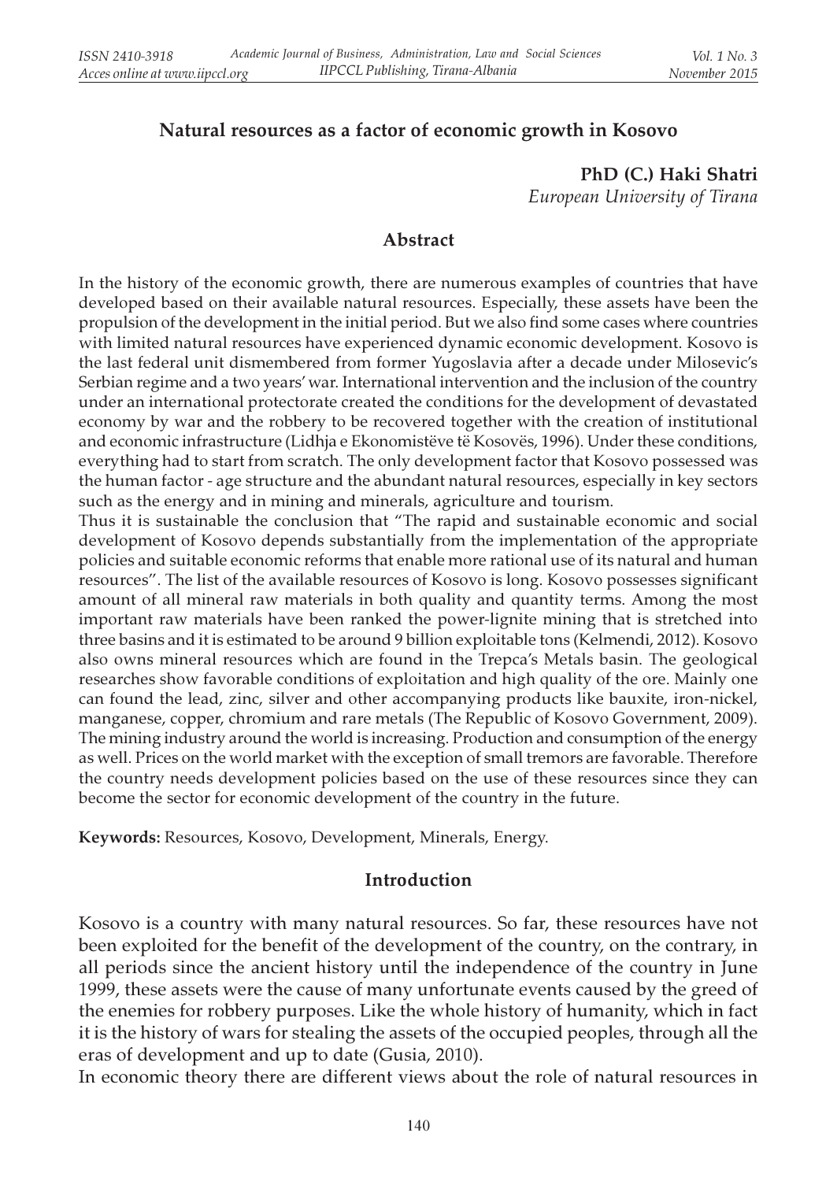# Natural resources as a factor of economic growth in Kosovo

**PhD (C.) Haki Shatri**
*European University of Tirana*

## Abstract

In the history of the economic growth, there are numerous examples of countries that have developed based on their available natural resources. Especially, these assets have been the propulsion of the development in the initial period. But we also find some cases where countries with limited natural resources have experienced dynamic economic development. Kosovo is the last federal unit dismembered from former Yugoslavia after a decade under Milosevic's Serbian regime and a two years' war. International intervention and the inclusion of the country under an international protectorate created the conditions for the development of devastated economy by war and the robbery to be recovered together with the creation of institutional and economic infrastructure (Lidhja e Ekonomistëve të Kosovës, 1996). Under these conditions, everything had to start from scratch. The only development factor that Kosovo possessed was the human factor - age structure and the abundant natural resources, especially in key sectors such as the energy and in mining and minerals, agriculture and tourism.

Thus it is sustainable the conclusion that "The rapid and sustainable economic and social development of Kosovo depends substantially from the implementation of the appropriate policies and suitable economic reforms that enable more rational use of its natural and human resources". The list of the available resources of Kosovo is long. Kosovo possesses significant amount of all mineral raw materials in both quality and quantity terms. Among the most important raw materials have been ranked the power-lignite mining that is stretched into three basins and it is estimated to be around 9 billion exploitable tons (Kelmendi, 2012). Kosovo also owns mineral resources which are found in the Trepca's Metals basin. The geological researches show favorable conditions of exploitation and high quality of the ore. Mainly one can found the lead, zinc, silver and other accompanying products like bauxite, iron-nickel, manganese, copper, chromium and rare metals (The Republic of Kosovo Government, 2009). The mining industry around the world is increasing. Production and consumption of the energy as well. Prices on the world market with the exception of small tremors are favorable. Therefore the country needs development policies based on the use of these resources since they can become the sector for economic development of the country in the future.

**Keywords:** Resources, Kosovo, Development, Minerals, Energy.

## Introduction

Kosovo is a country with many natural resources. So far, these resources have not been exploited for the benefit of the development of the country, on the contrary, in all periods since the ancient history until the independence of the country in June 1999, these assets were the cause of many unfortunate events caused by the greed of the enemies for robbery purposes. Like the whole history of humanity, which in fact it is the history of wars for stealing the assets of the occupied peoples, through all the eras of development and up to date (Gusia, 2010).

In economic theory there are different views about the role of natural resources in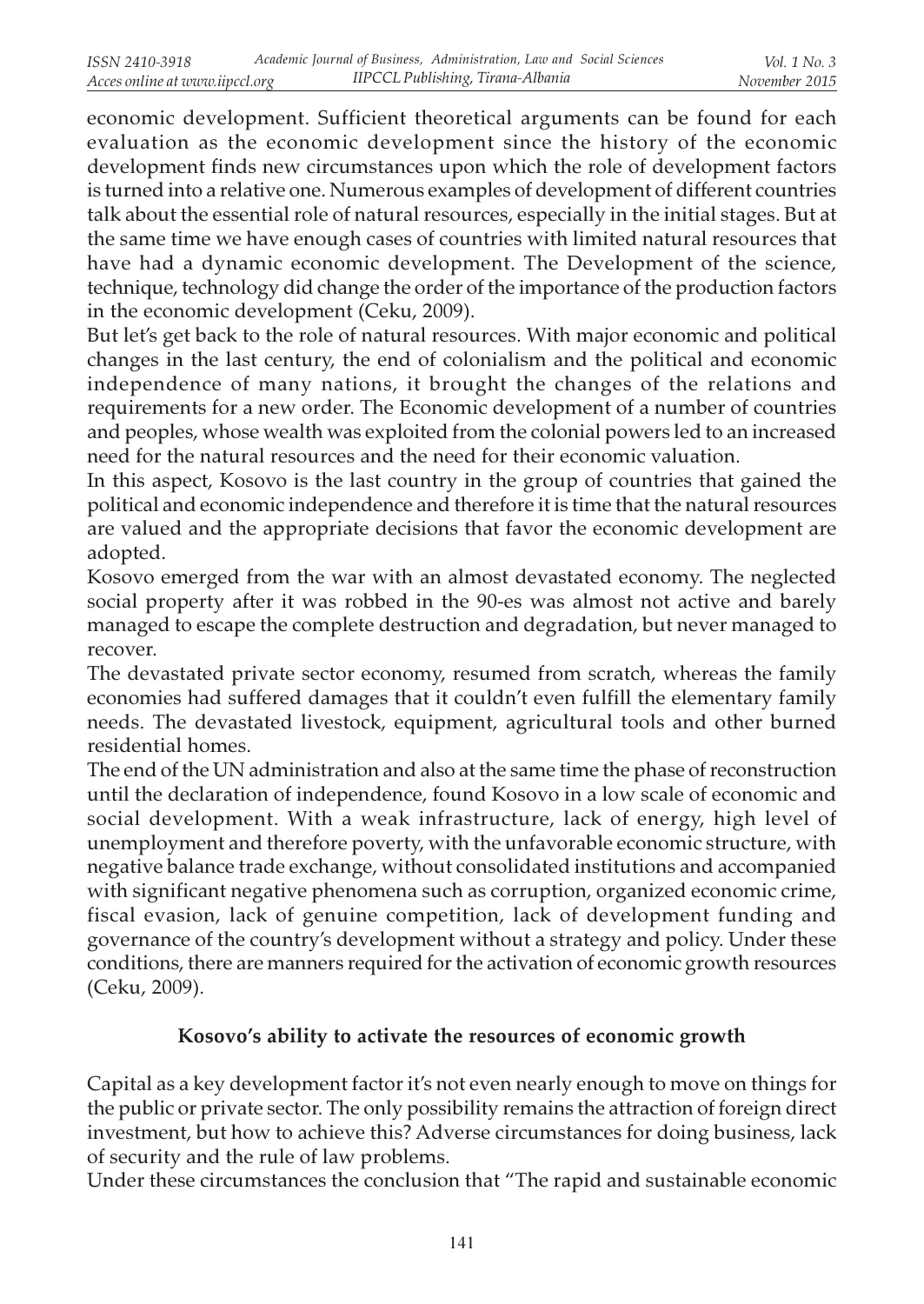economic development. Sufficient theoretical arguments can be found for each evaluation as the economic development since the history of the economic development finds new circumstances upon which the role of development factors is turned into a relative one. Numerous examples of development of different countries talk about the essential role of natural resources, especially in the initial stages. But at the same time we have enough cases of countries with limited natural resources that have had a dynamic economic development. The Development of the science, technique, technology did change the order of the importance of the production factors in the economic development (Ceku, 2009).

But let's get back to the role of natural resources. With major economic and political changes in the last century, the end of colonialism and the political and economic independence of many nations, it brought the changes of the relations and requirements for a new order. The Economic development of a number of countries and peoples, whose wealth was exploited from the colonial powers led to an increased need for the natural resources and the need for their economic valuation.

In this aspect, Kosovo is the last country in the group of countries that gained the political and economic independence and therefore it is time that the natural resources are valued and the appropriate decisions that favor the economic development are adopted.

Kosovo emerged from the war with an almost devastated economy. The neglected social property after it was robbed in the 90-es was almost not active and barely managed to escape the complete destruction and degradation, but never managed to recover.

The devastated private sector economy, resumed from scratch, whereas the family economies had suffered damages that it couldn't even fulfill the elementary family needs. The devastated livestock, equipment, agricultural tools and other burned residential homes.

The end of the UN administration and also at the same time the phase of reconstruction until the declaration of independence, found Kosovo in a low scale of economic and social development. With a weak infrastructure, lack of energy, high level of unemployment and therefore poverty, with the unfavorable economic structure, with negative balance trade exchange, without consolidated institutions and accompanied with significant negative phenomena such as corruption, organized economic crime, fiscal evasion, lack of genuine competition, lack of development funding and governance of the country's development without a strategy and policy. Under these conditions, there are manners required for the activation of economic growth resources (Ceku, 2009).

### Kosovo's ability to activate the resources of economic growth

Capital as a key development factor it's not even nearly enough to move on things for the public or private sector. The only possibility remains the attraction of foreign direct investment, but how to achieve this? Adverse circumstances for doing business, lack of security and the rule of law problems.

Under these circumstances the conclusion that "The rapid and sustainable economic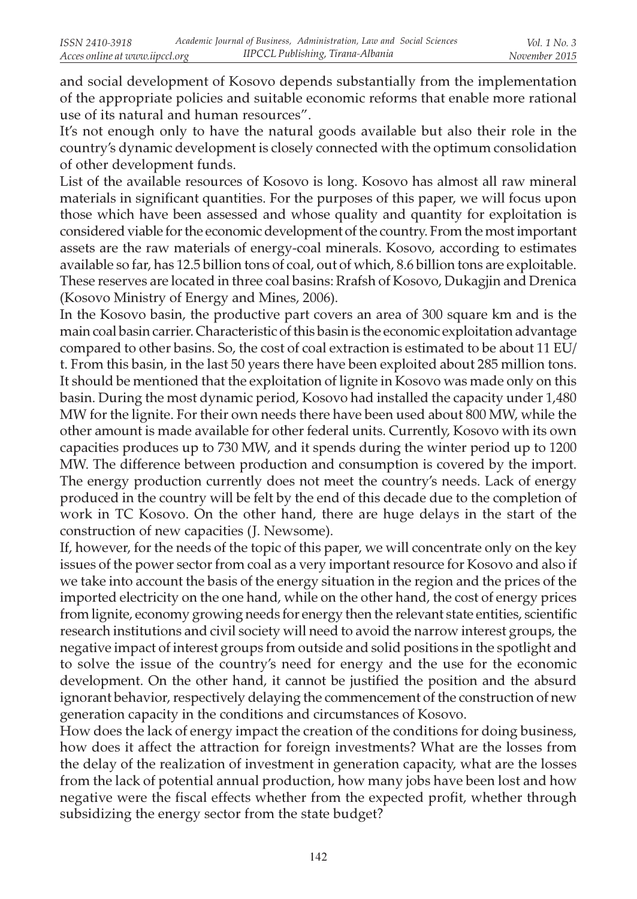and social development of Kosovo depends substantially from the implementation of the appropriate policies and suitable economic reforms that enable more rational use of its natural and human resources".

It's not enough only to have the natural goods available but also their role in the country's dynamic development is closely connected with the optimum consolidation of other development funds.

List of the available resources of Kosovo is long. Kosovo has almost all raw mineral materials in significant quantities. For the purposes of this paper, we will focus upon those which have been assessed and whose quality and quantity for exploitation is considered viable for the economic development of the country. From the most important assets are the raw materials of energy-coal minerals. Kosovo, according to estimates available so far, has 12.5 billion tons of coal, out of which, 8.6 billion tons are exploitable. These reserves are located in three coal basins: Rrafsh of Kosovo, Dukagjin and Drenica (Kosovo Ministry of Energy and Mines, 2006).

In the Kosovo basin, the productive part covers an area of 300 square km and is the main coal basin carrier. Characteristic of this basin is the economic exploitation advantage compared to other basins. So, the cost of coal extraction is estimated to be about 11 EU/t. From this basin, in the last 50 years there have been exploited about 285 million tons. It should be mentioned that the exploitation of lignite in Kosovo was made only on this basin. During the most dynamic period, Kosovo had installed the capacity under 1,480 MW for the lignite. For their own needs there have been used about 800 MW, while the other amount is made available for other federal units. Currently, Kosovo with its own capacities produces up to 730 MW, and it spends during the winter period up to 1200 MW. The difference between production and consumption is covered by the import. The energy production currently does not meet the country's needs. Lack of energy produced in the country will be felt by the end of this decade due to the completion of work in TC Kosovo. On the other hand, there are huge delays in the start of the construction of new capacities (J. Newsome).

If, however, for the needs of the topic of this paper, we will concentrate only on the key issues of the power sector from coal as a very important resource for Kosovo and also if we take into account the basis of the energy situation in the region and the prices of the imported electricity on the one hand, while on the other hand, the cost of energy prices from lignite, economy growing needs for energy then the relevant state entities, scientific research institutions and civil society will need to avoid the narrow interest groups, the negative impact of interest groups from outside and solid positions in the spotlight and to solve the issue of the country's need for energy and the use for the economic development. On the other hand, it cannot be justified the position and the absurd ignorant behavior, respectively delaying the commencement of the construction of new generation capacity in the conditions and circumstances of Kosovo.

How does the lack of energy impact the creation of the conditions for doing business, how does it affect the attraction for foreign investments? What are the losses from the delay of the realization of investment in generation capacity, what are the losses from the lack of potential annual production, how many jobs have been lost and how negative were the fiscal effects whether from the expected profit, whether through subsidizing the energy sector from the state budget?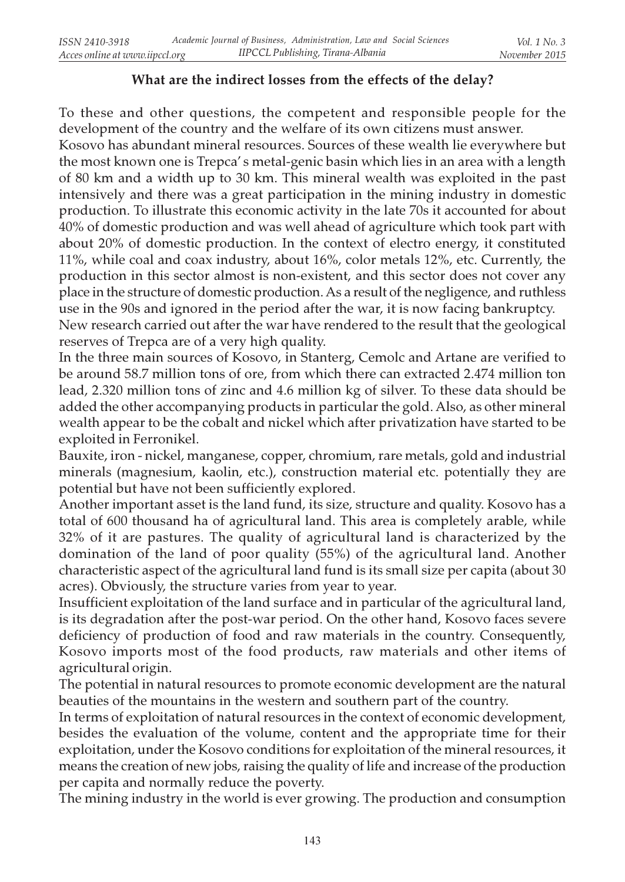**What are the indirect losses from the effects of the delay?**

To these and other questions, the competent and responsible people for the development of the country and the welfare of its own citizens must answer.

Kosovo has abundant mineral resources. Sources of these wealth lie everywhere but the most known one is Trepca' s metal-genic basin which lies in an area with a length of 80 km and a width up to 30 km. This mineral wealth was exploited in the past intensively and there was a great participation in the mining industry in domestic production. To illustrate this economic activity in the late 70s it accounted for about 40% of domestic production and was well ahead of agriculture which took part with about 20% of domestic production. In the context of electro energy, it constituted 11%, while coal and coax industry, about 16%, color metals 12%, etc. Currently, the production in this sector almost is non-existent, and this sector does not cover any place in the structure of domestic production. As a result of the negligence, and ruthless use in the 90s and ignored in the period after the war, it is now facing bankruptcy.

New research carried out after the war have rendered to the result that the geological reserves of Trepca are of a very high quality.

In the three main sources of Kosovo, in Stanterg, Cemolc and Artane are verified to be around 58.7 million tons of ore, from which there can extracted 2.474 million ton lead, 2.320 million tons of zinc and 4.6 million kg of silver. To these data should be added the other accompanying products in particular the gold. Also, as other mineral wealth appear to be the cobalt and nickel which after privatization have started to be exploited in Ferronikel.

Bauxite, iron - nickel, manganese, copper, chromium, rare metals, gold and industrial minerals (magnesium, kaolin, etc.), construction material etc. potentially they are potential but have not been sufficiently explored.

Another important asset is the land fund, its size, structure and quality. Kosovo has a total of 600 thousand ha of agricultural land. This area is completely arable, while 32% of it are pastures. The quality of agricultural land is characterized by the domination of the land of poor quality (55%) of the agricultural land. Another characteristic aspect of the agricultural land fund is its small size per capita (about 30 acres). Obviously, the structure varies from year to year.

Insufficient exploitation of the land surface and in particular of the agricultural land, is its degradation after the post-war period. On the other hand, Kosovo faces severe deficiency of production of food and raw materials in the country. Consequently, Kosovo imports most of the food products, raw materials and other items of agricultural origin.

The potential in natural resources to promote economic development are the natural beauties of the mountains in the western and southern part of the country.

In terms of exploitation of natural resources in the context of economic development, besides the evaluation of the volume, content and the appropriate time for their exploitation, under the Kosovo conditions for exploitation of the mineral resources, it means the creation of new jobs, raising the quality of life and increase of the production per capita and normally reduce the poverty.

The mining industry in the world is ever growing. The production and consumption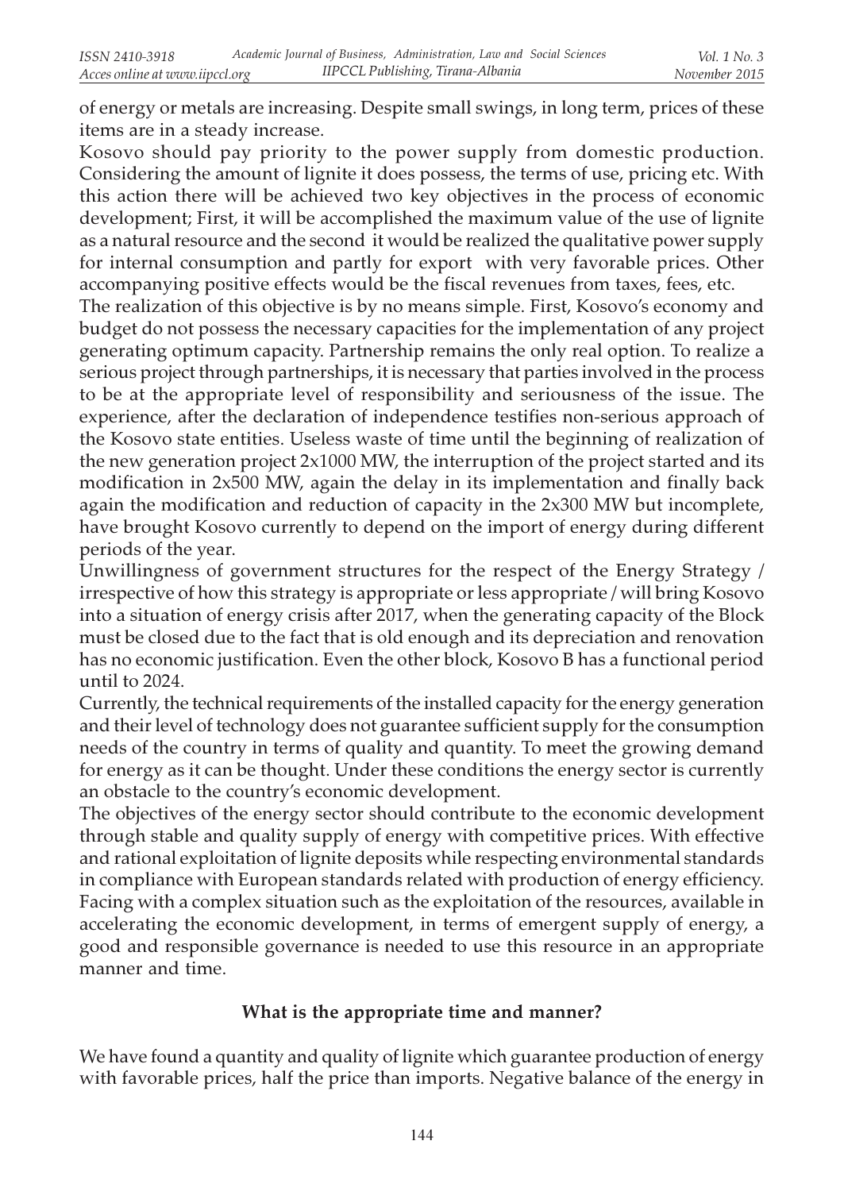of energy or metals are increasing. Despite small swings, in long term, prices of these items are in a steady increase.

Kosovo should pay priority to the power supply from domestic production. Considering the amount of lignite it does possess, the terms of use, pricing etc. With this action there will be achieved two key objectives in the process of economic development; First, it will be accomplished the maximum value of the use of lignite as a natural resource and the second it would be realized the qualitative power supply for internal consumption and partly for export with very favorable prices. Other accompanying positive effects would be the fiscal revenues from taxes, fees, etc.

The realization of this objective is by no means simple. First, Kosovo's economy and budget do not possess the necessary capacities for the implementation of any project generating optimum capacity. Partnership remains the only real option. To realize a serious project through partnerships, it is necessary that parties involved in the process to be at the appropriate level of responsibility and seriousness of the issue. The experience, after the declaration of independence testifies non-serious approach of the Kosovo state entities. Useless waste of time until the beginning of realization of the new generation project 2x1000 MW, the interruption of the project started and its modification in 2x500 MW, again the delay in its implementation and finally back again the modification and reduction of capacity in the 2x300 MW but incomplete, have brought Kosovo currently to depend on the import of energy during different periods of the year.

Unwillingness of government structures for the respect of the Energy Strategy / irrespective of how this strategy is appropriate or less appropriate / will bring Kosovo into a situation of energy crisis after 2017, when the generating capacity of the Block must be closed due to the fact that is old enough and its depreciation and renovation has no economic justification. Even the other block, Kosovo B has a functional period until to 2024.

Currently, the technical requirements of the installed capacity for the energy generation and their level of technology does not guarantee sufficient supply for the consumption needs of the country in terms of quality and quantity. To meet the growing demand for energy as it can be thought. Under these conditions the energy sector is currently an obstacle to the country's economic development.

The objectives of the energy sector should contribute to the economic development through stable and quality supply of energy with competitive prices. With effective and rational exploitation of lignite deposits while respecting environmental standards in compliance with European standards related with production of energy efficiency. Facing with a complex situation such as the exploitation of the resources, available in accelerating the economic development, in terms of emergent supply of energy, a good and responsible governance is needed to use this resource in an appropriate manner and time.

**What is the appropriate time and manner?**

We have found a quantity and quality of lignite which guarantee production of energy with favorable prices, half the price than imports. Negative balance of the energy in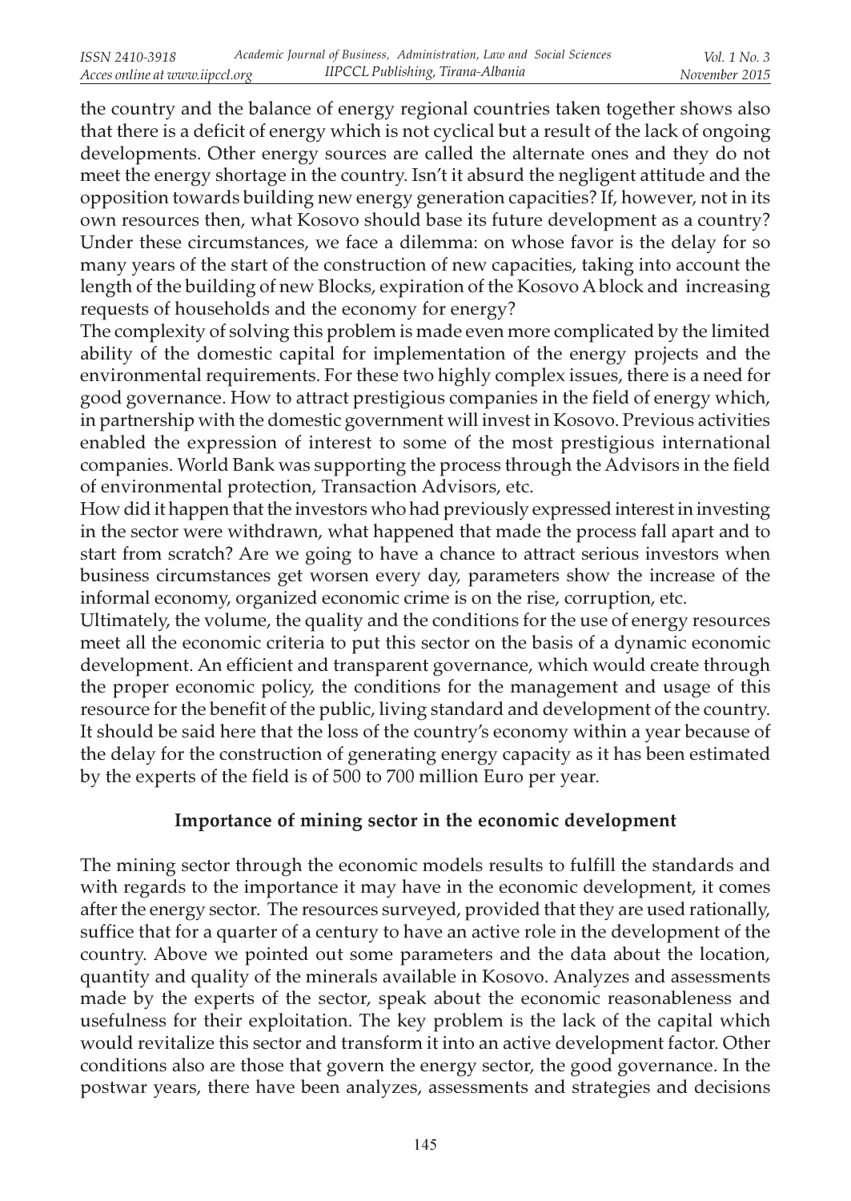the country and the balance of energy regional countries taken together shows also that there is a deficit of energy which is not cyclical but a result of the lack of ongoing developments. Other energy sources are called the alternate ones and they do not meet the energy shortage in the country. Isn't it absurd the negligent attitude and the opposition towards building new energy generation capacities? If, however, not in its own resources then, what Kosovo should base its future development as a country? Under these circumstances, we face a dilemma: on whose favor is the delay for so many years of the start of the construction of new capacities, taking into account the length of the building of new Blocks, expiration of the Kosovo A block and increasing requests of households and the economy for energy?

The complexity of solving this problem is made even more complicated by the limited ability of the domestic capital for implementation of the energy projects and the environmental requirements. For these two highly complex issues, there is a need for good governance. How to attract prestigious companies in the field of energy which, in partnership with the domestic government will invest in Kosovo. Previous activities enabled the expression of interest to some of the most prestigious international companies. World Bank was supporting the process through the Advisors in the field of environmental protection, Transaction Advisors, etc.

How did it happen that the investors who had previously expressed interest in investing in the sector were withdrawn, what happened that made the process fall apart and to start from scratch? Are we going to have a chance to attract serious investors when business circumstances get worsen every day, parameters show the increase of the informal economy, organized economic crime is on the rise, corruption, etc.

Ultimately, the volume, the quality and the conditions for the use of energy resources meet all the economic criteria to put this sector on the basis of a dynamic economic development. An efficient and transparent governance, which would create through the proper economic policy, the conditions for the management and usage of this resource for the benefit of the public, living standard and development of the country. It should be said here that the loss of the country's economy within a year because of the delay for the construction of generating energy capacity as it has been estimated by the experts of the field is of 500 to 700 million Euro per year.

## Importance of mining sector in the economic development

The mining sector through the economic models results to fulfill the standards and with regards to the importance it may have in the economic development, it comes after the energy sector. The resources surveyed, provided that they are used rationally, suffice that for a quarter of a century to have an active role in the development of the country. Above we pointed out some parameters and the data about the location, quantity and quality of the minerals available in Kosovo. Analyzes and assessments made by the experts of the sector, speak about the economic reasonableness and usefulness for their exploitation. The key problem is the lack of the capital which would revitalize this sector and transform it into an active development factor. Other conditions also are those that govern the energy sector, the good governance. In the postwar years, there have been analyzes, assessments and strategies and decisions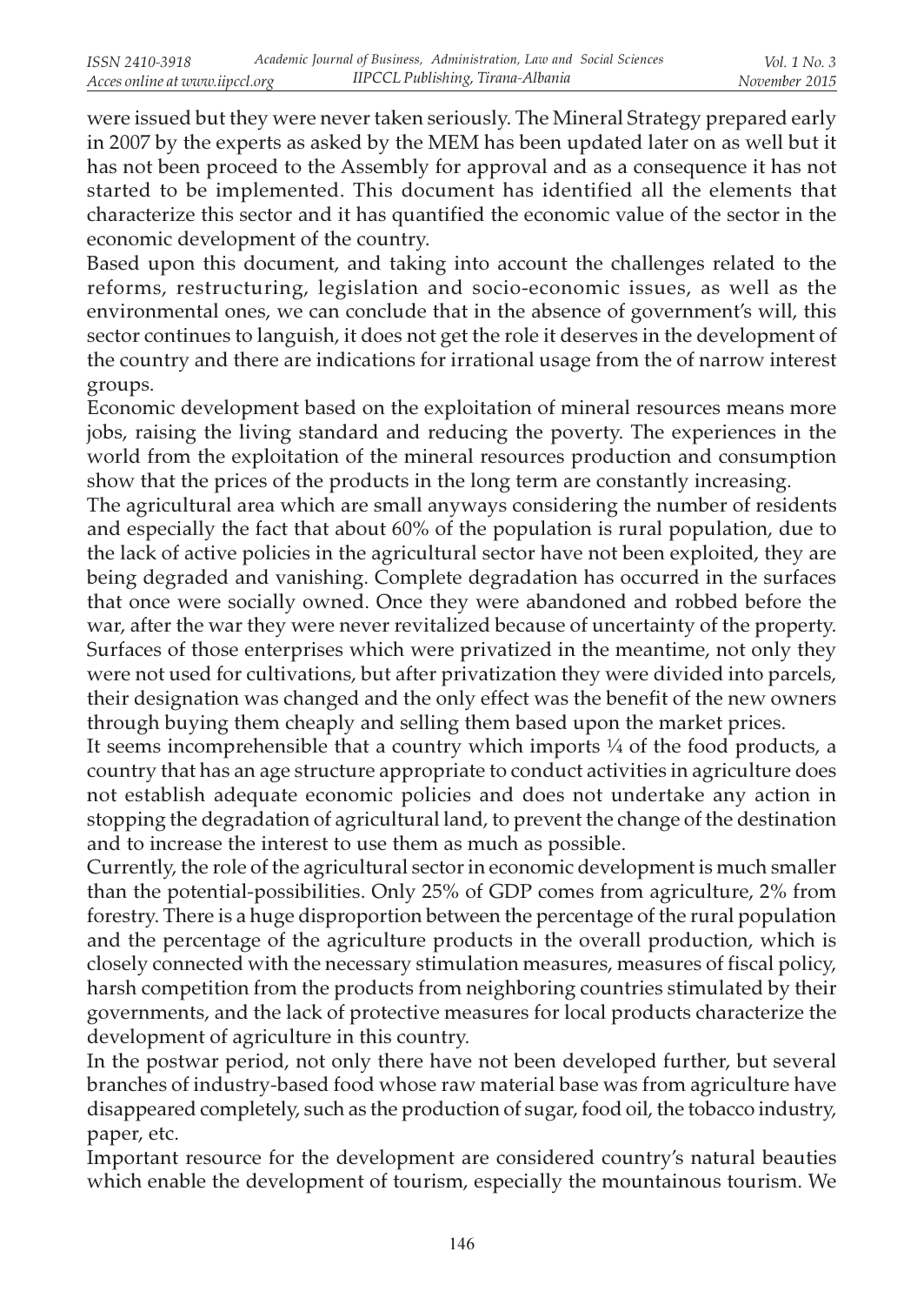were issued but they were never taken seriously. The Mineral Strategy prepared early in 2007 by the experts as asked by the MEM has been updated later on as well but it has not been proceed to the Assembly for approval and as a consequence it has not started to be implemented. This document has identified all the elements that characterize this sector and it has quantified the economic value of the sector in the economic development of the country.

Based upon this document, and taking into account the challenges related to the reforms, restructuring, legislation and socio-economic issues, as well as the environmental ones, we can conclude that in the absence of government's will, this sector continues to languish, it does not get the role it deserves in the development of the country and there are indications for irrational usage from the of narrow interest groups.

Economic development based on the exploitation of mineral resources means more jobs, raising the living standard and reducing the poverty. The experiences in the world from the exploitation of the mineral resources production and consumption show that the prices of the products in the long term are constantly increasing.

The agricultural area which are small anyways considering the number of residents and especially the fact that about 60% of the population is rural population, due to the lack of active policies in the agricultural sector have not been exploited, they are being degraded and vanishing. Complete degradation has occurred in the surfaces that once were socially owned. Once they were abandoned and robbed before the war, after the war they were never revitalized because of uncertainty of the property. Surfaces of those enterprises which were privatized in the meantime, not only they were not used for cultivations, but after privatization they were divided into parcels, their designation was changed and the only effect was the benefit of the new owners through buying them cheaply and selling them based upon the market prices.

It seems incomprehensible that a country which imports ¼ of the food products, a country that has an age structure appropriate to conduct activities in agriculture does not establish adequate economic policies and does not undertake any action in stopping the degradation of agricultural land, to prevent the change of the destination and to increase the interest to use them as much as possible.

Currently, the role of the agricultural sector in economic development is much smaller than the potential-possibilities. Only 25% of GDP comes from agriculture, 2% from forestry. There is a huge disproportion between the percentage of the rural population and the percentage of the agriculture products in the overall production, which is closely connected with the necessary stimulation measures, measures of fiscal policy, harsh competition from the products from neighboring countries stimulated by their governments, and the lack of protective measures for local products characterize the development of agriculture in this country.

In the postwar period, not only there have not been developed further, but several branches of industry-based food whose raw material base was from agriculture have disappeared completely, such as the production of sugar, food oil, the tobacco industry, paper, etc.

Important resource for the development are considered country's natural beauties which enable the development of tourism, especially the mountainous tourism. We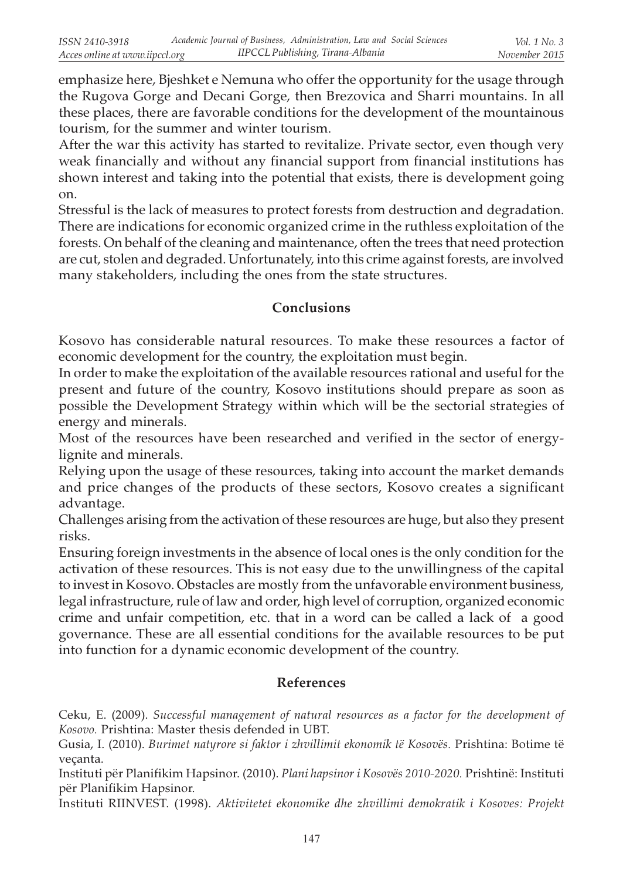emphasize here, Bjeshket e Nemuna who offer the opportunity for the usage through the Rugova Gorge and Decani Gorge, then Brezovica and Sharri mountains. In all these places, there are favorable conditions for the development of the mountainous tourism, for the summer and winter tourism.

After the war this activity has started to revitalize. Private sector, even though very weak financially and without any financial support from financial institutions has shown interest and taking into the potential that exists, there is development going on.

Stressful is the lack of measures to protect forests from destruction and degradation. There are indications for economic organized crime in the ruthless exploitation of the forests. On behalf of the cleaning and maintenance, often the trees that need protection are cut, stolen and degraded. Unfortunately, into this crime against forests, are involved many stakeholders, including the ones from the state structures.

## Conclusions

Kosovo has considerable natural resources. To make these resources a factor of economic development for the country, the exploitation must begin.

In order to make the exploitation of the available resources rational and useful for the present and future of the country, Kosovo institutions should prepare as soon as possible the Development Strategy within which will be the sectorial strategies of energy and minerals.

Most of the resources have been researched and verified in the sector of energy-lignite and minerals.

Relying upon the usage of these resources, taking into account the market demands and price changes of the products of these sectors, Kosovo creates a significant advantage.

Challenges arising from the activation of these resources are huge, but also they present risks.

Ensuring foreign investments in the absence of local ones is the only condition for the activation of these resources. This is not easy due to the unwillingness of the capital to invest in Kosovo. Obstacles are mostly from the unfavorable environment business, legal infrastructure, rule of law and order, high level of corruption, organized economic crime and unfair competition, etc. that in a word can be called a lack of a good governance. These are all essential conditions for the available resources to be put into function for a dynamic economic development of the country.

## References

Ceku, E. (2009). *Successful management of natural resources as a factor for the development of Kosovo.* Prishtina: Master thesis defended in UBT.

Gusia, I. (2010). *Burimet natyrore si faktor i zhvillimit ekonomik të Kosovës.* Prishtina: Botime të veçanta.

Instituti për Planifikim Hapsinor. (2010). *Plani hapsinor i Kosovës 2010-2020.* Prishtinë: Instituti për Planifikim Hapsinor.

Instituti RIINVEST. (1998). *Aktivitetet ekonomike dhe zhvillimi demokratik i Kosoves: Projekt*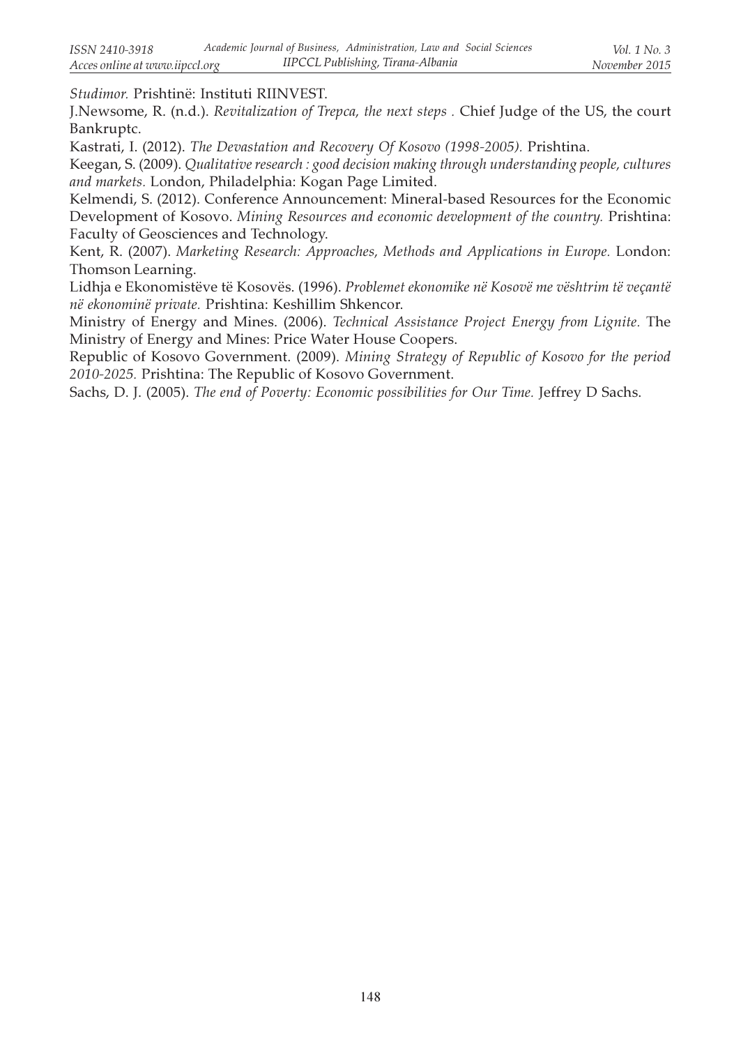*Studimor.* Prishtinë: Instituti RIINVEST.

J.Newsome, R. (n.d.). *Revitalization of Trepca, the next steps .* Chief Judge of the US, the court Bankruptc.

Kastrati, I. (2012). *The Devastation and Recovery Of Kosovo (1998-2005).* Prishtina.

Keegan, S. (2009). *Qualitative research : good decision making through understanding people, cultures and markets.* London, Philadelphia: Kogan Page Limited.

Kelmendi, S. (2012). Conference Announcement: Mineral-based Resources for the Economic Development of Kosovo. *Mining Resources and economic development of the country.* Prishtina: Faculty of Geosciences and Technology.

Kent, R. (2007). *Marketing Research: Approaches, Methods and Applications in Europe.* London: Thomson Learning.

Lidhja e Ekonomistëve të Kosovës. (1996). *Problemet ekonomike në Kosovë me vështrim të veçantë në ekonominë private.* Prishtina: Keshillim Shkencor.

Ministry of Energy and Mines. (2006). *Technical Assistance Project Energy from Lignite.* The Ministry of Energy and Mines: Price Water House Coopers.

Republic of Kosovo Government. (2009). *Mining Strategy of Republic of Kosovo for the period 2010-2025.* Prishtina: The Republic of Kosovo Government.

Sachs, D. J. (2005). *The end of Poverty: Economic possibilities for Our Time.* Jeffrey D Sachs.